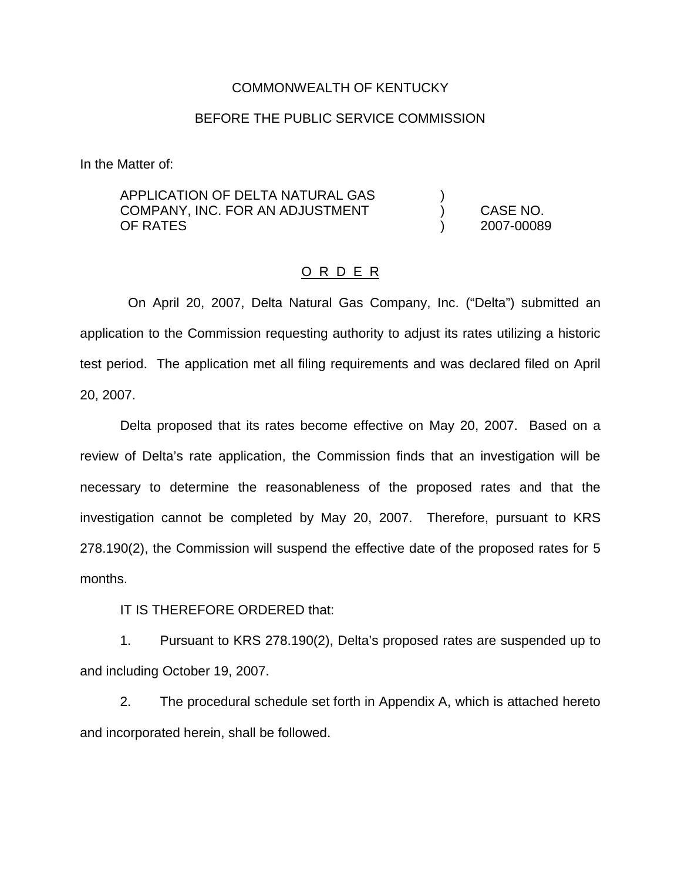COMMONWEALTH OF KENTUCKY

BEFORE THE PUBLIC SERVICE COMMISSION

In the Matter of:

| | | |
|---|---|---|
| APPLICATION OF DELTA NATURAL GAS COMPANY, INC. FOR AN ADJUSTMENT OF RATES | ) ) ) | CASE NO. 2007-00089 |

# O R D E R

On April 20, 2007, Delta Natural Gas Company, Inc. ("Delta") submitted an application to the Commission requesting authority to adjust its rates utilizing a historic test period. The application met all filing requirements and was declared filed on April 20, 2007.

Delta proposed that its rates become effective on May 20, 2007. Based on a review of Delta's rate application, the Commission finds that an investigation will be necessary to determine the reasonableness of the proposed rates and that the investigation cannot be completed by May 20, 2007. Therefore, pursuant to KRS 278.190(2), the Commission will suspend the effective date of the proposed rates for 5 months.

IT IS THEREFORE ORDERED that:

1. Pursuant to KRS 278.190(2), Delta's proposed rates are suspended up to and including October 19, 2007.

2. The procedural schedule set forth in Appendix A, which is attached hereto and incorporated herein, shall be followed.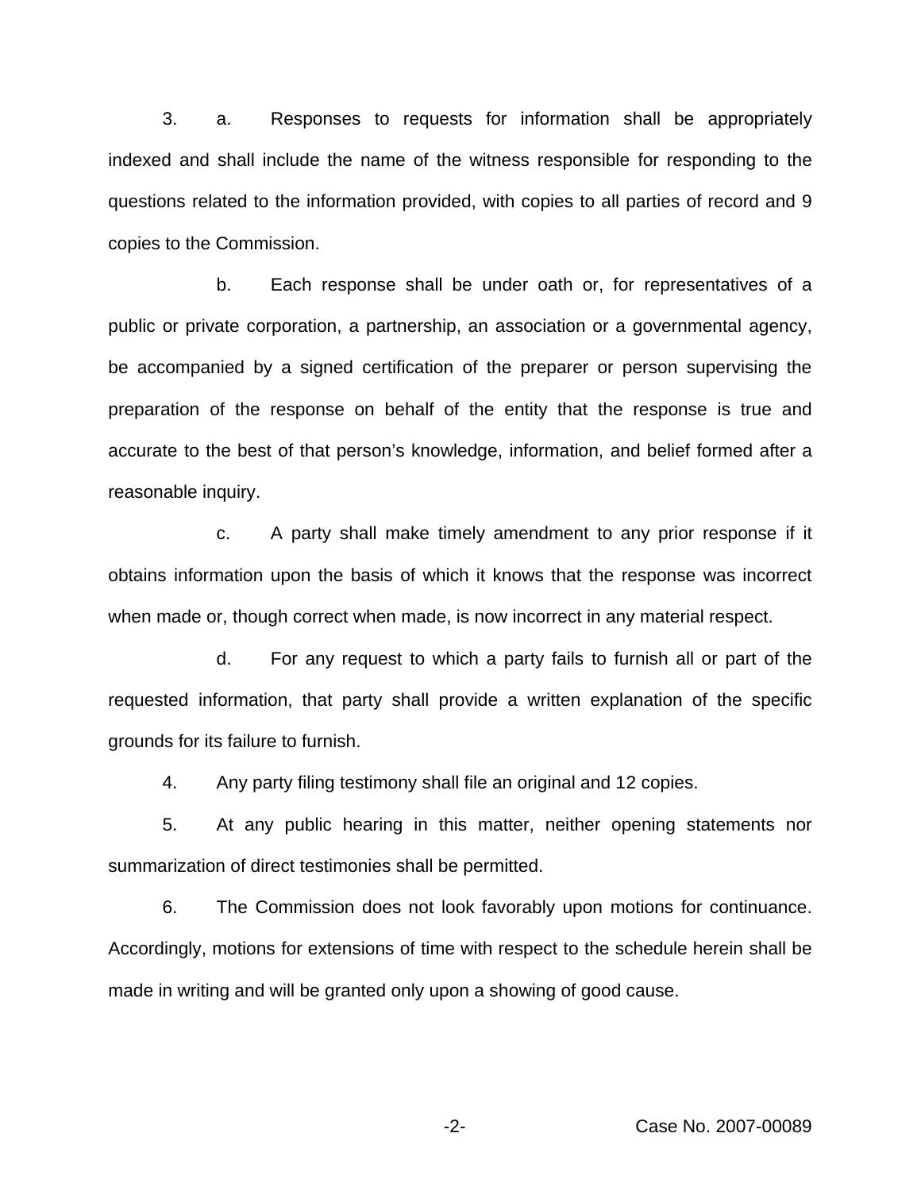3. a. Responses to requests for information shall be appropriately indexed and shall include the name of the witness responsible for responding to the questions related to the information provided, with copies to all parties of record and 9 copies to the Commission.

b. Each response shall be under oath or, for representatives of a public or private corporation, a partnership, an association or a governmental agency, be accompanied by a signed certification of the preparer or person supervising the preparation of the response on behalf of the entity that the response is true and accurate to the best of that person's knowledge, information, and belief formed after a reasonable inquiry.

c. A party shall make timely amendment to any prior response if it obtains information upon the basis of which it knows that the response was incorrect when made or, though correct when made, is now incorrect in any material respect.

d. For any request to which a party fails to furnish all or part of the requested information, that party shall provide a written explanation of the specific grounds for its failure to furnish.

4. Any party filing testimony shall file an original and 12 copies.

5. At any public hearing in this matter, neither opening statements nor summarization of direct testimonies shall be permitted.

6. The Commission does not look favorably upon motions for continuance. Accordingly, motions for extensions of time with respect to the schedule herein shall be made in writing and will be granted only upon a showing of good cause.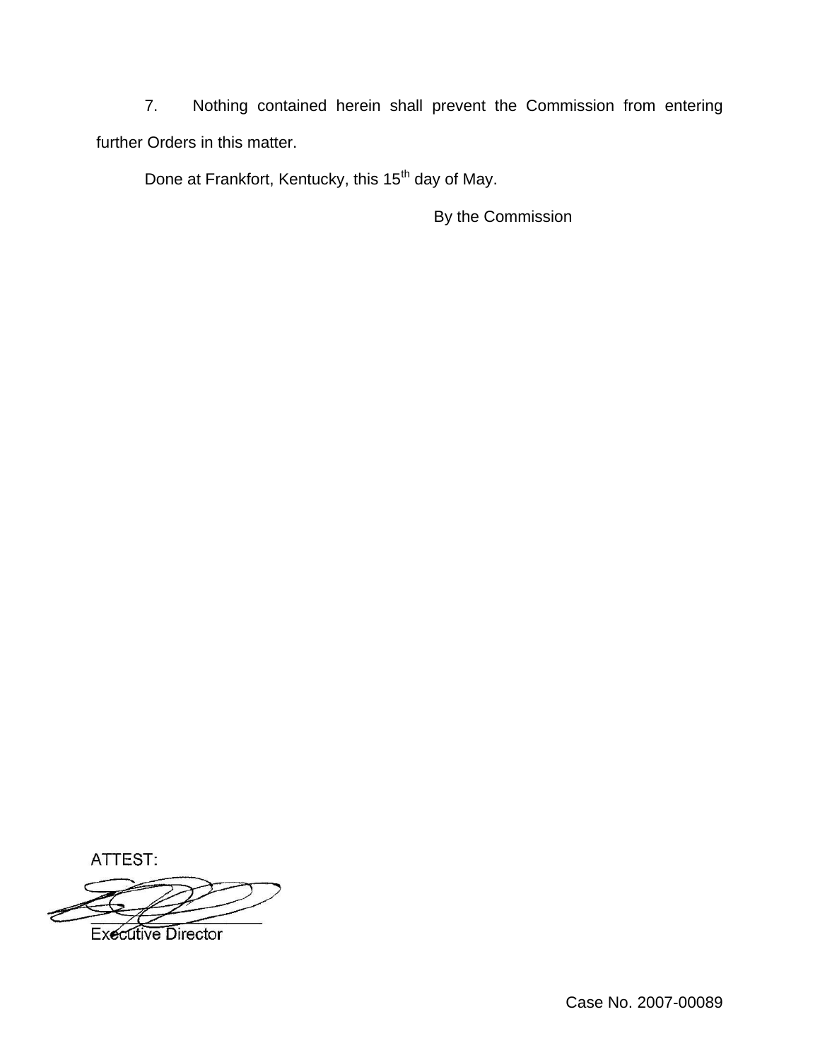7. Nothing contained herein shall prevent the Commission from entering further Orders in this matter.

Done at Frankfort, Kentucky, this 15th day of May.

By the Commission

ATTEST:

Executive Director

Case No. 2007-00089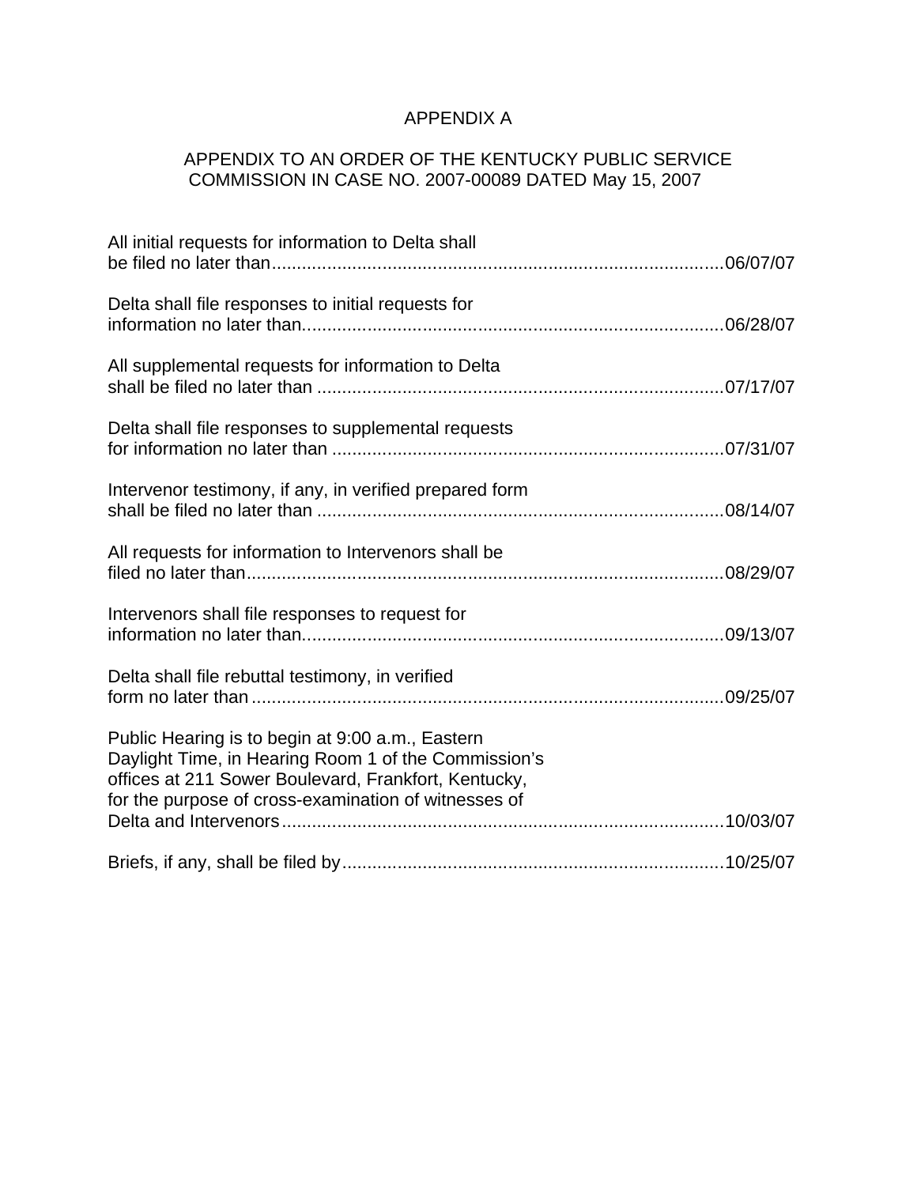APPENDIX A

APPENDIX TO AN ORDER OF THE KENTUCKY PUBLIC SERVICE COMMISSION IN CASE NO. 2007-00089 DATED May 15, 2007

All initial requests for information to Delta shall be filed no later than..........................................................................................06/07/07

Delta shall file responses to initial requests for information no later than...................................................................................06/28/07

All supplemental requests for information to Delta shall be filed no later than ................................................................................07/17/07

Delta shall file responses to supplemental requests for information no later than .............................................................................07/31/07

Intervenor testimony, if any, in verified prepared form shall be filed no later than ................................................................................08/14/07

All requests for information to Intervenors shall be filed no later than...............................................................................................08/29/07

Intervenors shall file responses to request for information no later than...................................................................................09/13/07

Delta shall file rebuttal testimony, in verified form no later than .............................................................................................09/25/07

Public Hearing is to begin at 9:00 a.m., Eastern Daylight Time, in Hearing Room 1 of the Commission's offices at 211 Sower Boulevard, Frankfort, Kentucky, for the purpose of cross-examination of witnesses of Delta and Intervenors........................................................................................10/03/07

Briefs, if any, shall be filed by...........................................................................10/25/07